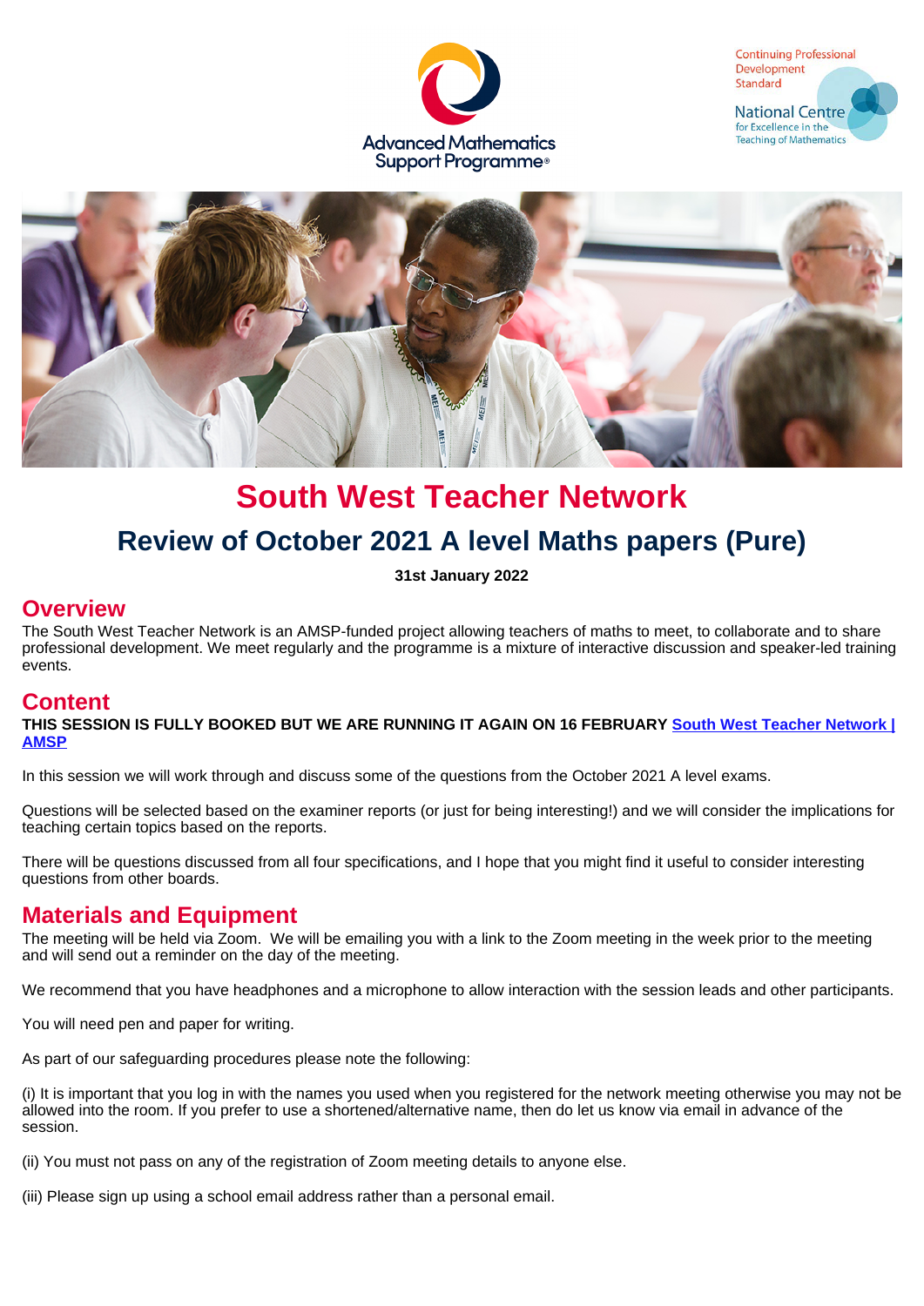# South West Teacher Network

## Review of October 2021 A level Maths papers (Pure)

**31st January 2022**

## Overview

The South West Teacher Network is an AMSP-funded project allowing teachers of maths to meet, to collaborate and to share professional development. We meet regularly and the programme is a mixture of interactive discussion and speaker-led training events.

## Content

**THIS SESSION IS FULLY BOOKED BUT WE ARE RUNNING IT AGAIN ON 16 FEBRUARY [South West Teacher Network | AMSP]**

In this session we will work through and discuss some of the questions from the October 2021 A level exams.

Questions will be selected based on the examiner reports (or just for being interesting!) and we will consider the implications for teaching certain topics based on the reports.

There will be questions discussed from all four specifications, and I hope that you might find it useful to consider interesting questions from other boards.

## Materials and Equipment

The meeting will be held via Zoom. We will be emailing you with a link to the Zoom meeting in the week prior to the meeting and will send out a reminder on the day of the meeting.

We recommend that you have headphones and a microphone to allow interaction with the session leads and other participants.

You will need pen and paper for writing.

As part of our safeguarding procedures please note the following:

(i) It is important that you log in with the names you used when you registered for the network meeting otherwise you may not be allowed into the room. If you prefer to use a shortened/alternative name, then do let us know via email in advance of the session.

(ii) You must not pass on any of the registration of Zoom meeting details to anyone else.

(iii) Please sign up using a school email address rather than a personal email.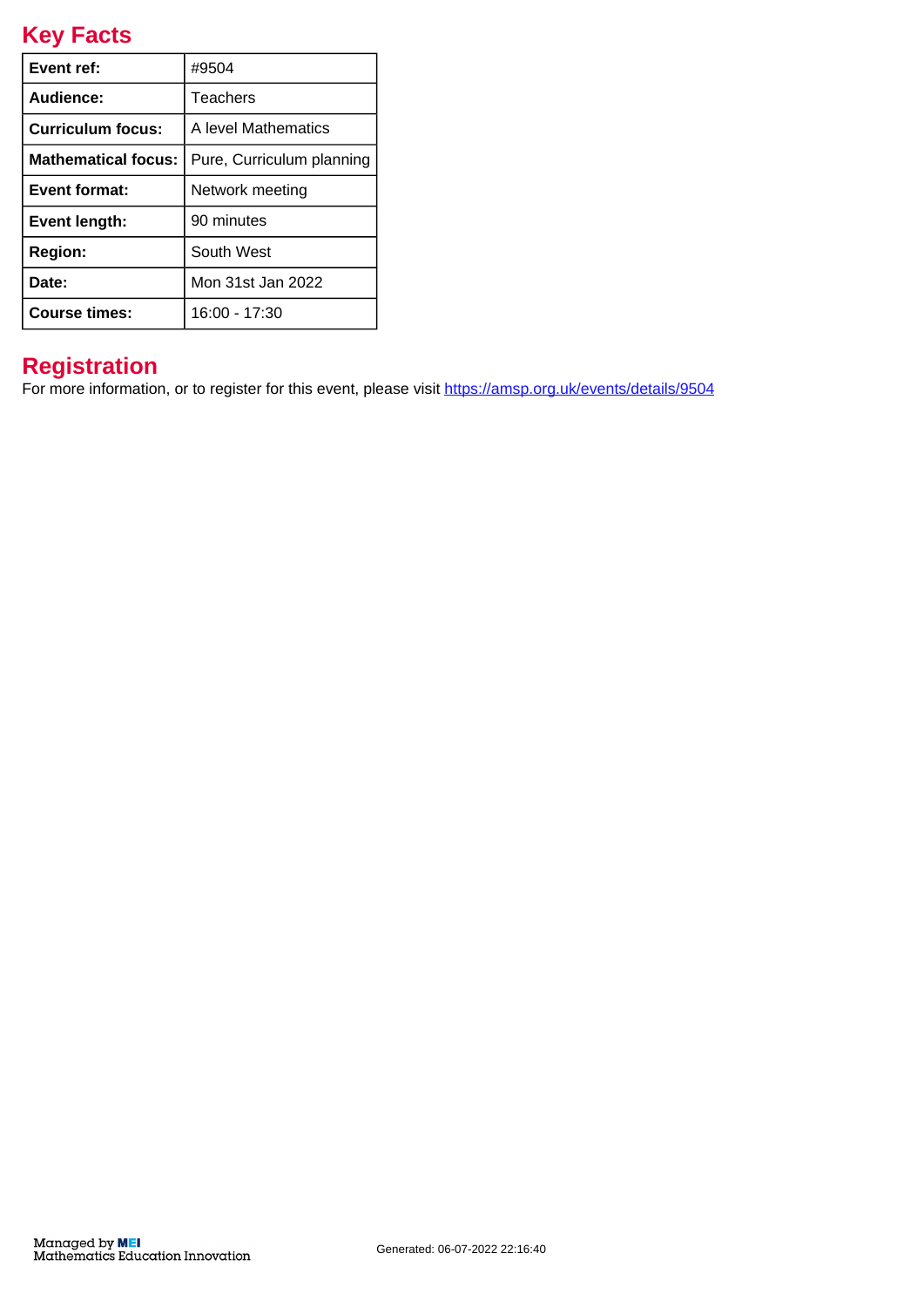## Key Facts

| | |
|---|---|
| **Event ref:** | #9504 |
| **Audience:** | Teachers |
| **Curriculum focus:** | A level Mathematics |
| **Mathematical focus:** | Pure, Curriculum planning |
| **Event format:** | Network meeting |
| **Event length:** | 90 minutes |
| **Region:** | South West |
| **Date:** | Mon 31st Jan 2022 |
| **Course times:** | 16:00 - 17:30 |

## Registration

For more information, or to register for this event, please visit https://amsp.org.uk/events/details/9504